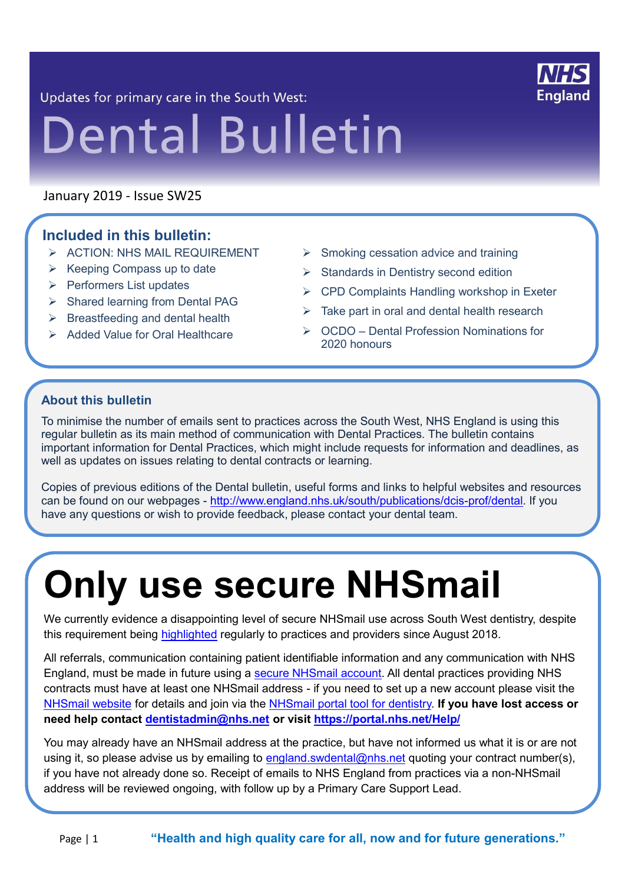Updates for primary care in the South West:

# Dental Bulletin

January 2019 - Issue SW25

## Included in this bulletin:

- ACTION: NHS MAIL REQUIREMENT
- Keeping Compass up to date
- Performers List updates
- Shared learning from Dental PAG
- Breastfeeding and dental health
- Added Value for Oral Healthcare
- Smoking cessation advice and training
- Standards in Dentistry second edition
- CPD Complaints Handling workshop in Exeter
- Take part in oral and dental health research
- OCDO – Dental Profession Nominations for 2020 honours

### About this bulletin

To minimise the number of emails sent to practices across the South West, NHS England is using this regular bulletin as its main method of communication with Dental Practices. The bulletin contains important information for Dental Practices, which might include requests for information and deadlines, as well as updates on issues relating to dental contracts or learning.

Copies of previous editions of the Dental bulletin, useful forms and links to helpful websites and resources can be found on our webpages - http://www.england.nhs.uk/south/publications/dcis-prof/dental. If you have any questions or wish to provide feedback, please contact your dental team.

# Only use secure NHSmail

We currently evidence a disappointing level of secure NHSmail use across South West dentistry, despite this requirement being highlighted regularly to practices and providers since August 2018.

All referrals, communication containing patient identifiable information and any communication with NHS England, must be made in future using a secure NHSmail account. All dental practices providing NHS contracts must have at least one NHSmail address - if you need to set up a new account please visit the NHSmail website for details and join via the NHSmail portal tool for dentistry. **If you have lost access or need help contact dentistadmin@nhs.net or visit https://portal.nhs.net/Help/**

You may already have an NHSmail address at the practice, but have not informed us what it is or are not using it, so please advise us by emailing to england.swdental@nhs.net quoting your contract number(s), if you have not already done so. Receipt of emails to NHS England from practices via a non-NHSmail address will be reviewed ongoing, with follow up by a Primary Care Support Lead.

**"Health and high quality care for all, now and for future generations."**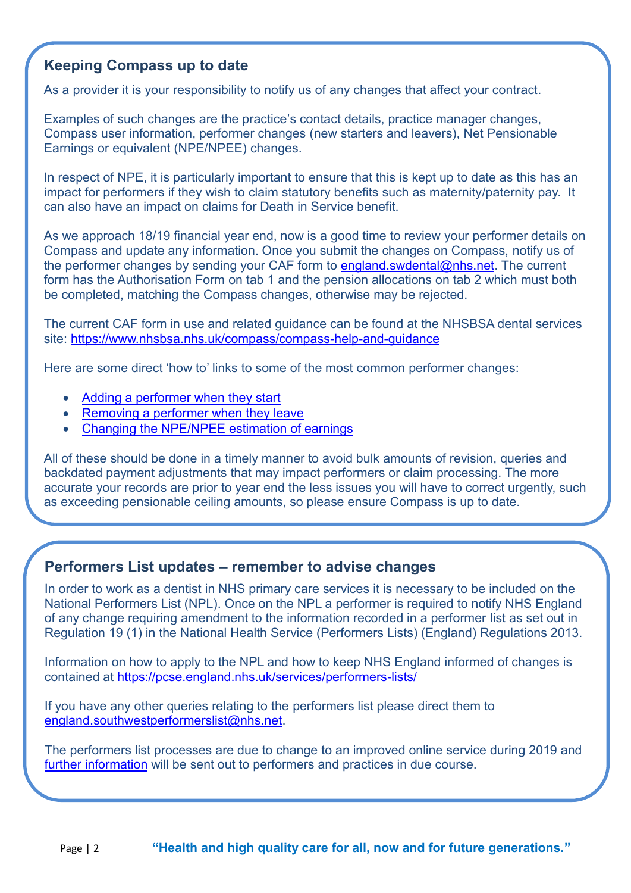## Keeping Compass up to date

As a provider it is your responsibility to notify us of any changes that affect your contract.

Examples of such changes are the practice's contact details, practice manager changes, Compass user information, performer changes (new starters and leavers), Net Pensionable Earnings or equivalent (NPE/NPEE) changes.

In respect of NPE, it is particularly important to ensure that this is kept up to date as this has an impact for performers if they wish to claim statutory benefits such as maternity/paternity pay. It can also have an impact on claims for Death in Service benefit.

As we approach 18/19 financial year end, now is a good time to review your performer details on Compass and update any information. Once you submit the changes on Compass, notify us of the performer changes by sending your CAF form to england.swdental@nhs.net. The current form has the Authorisation Form on tab 1 and the pension allocations on tab 2 which must both be completed, matching the Compass changes, otherwise may be rejected.

The current CAF form in use and related guidance can be found at the NHSBSA dental services site: https://www.nhsbsa.nhs.uk/compass/compass-help-and-guidance

Here are some direct 'how to' links to some of the most common performer changes:

- Adding a performer when they start
- Removing a performer when they leave
- Changing the NPE/NPEE estimation of earnings

All of these should be done in a timely manner to avoid bulk amounts of revision, queries and backdated payment adjustments that may impact performers or claim processing. The more accurate your records are prior to year end the less issues you will have to correct urgently, such as exceeding pensionable ceiling amounts, so please ensure Compass is up to date.

## Performers List updates – remember to advise changes

In order to work as a dentist in NHS primary care services it is necessary to be included on the National Performers List (NPL). Once on the NPL a performer is required to notify NHS England of any change requiring amendment to the information recorded in a performer list as set out in Regulation 19 (1) in the National Health Service (Performers Lists) (England) Regulations 2013.

Information on how to apply to the NPL and how to keep NHS England informed of changes is contained at https://pcse.england.nhs.uk/services/performers-lists/

If you have any other queries relating to the performers list please direct them to england.southwestperformerslist@nhs.net.

The performers list processes are due to change to an improved online service during 2019 and further information will be sent out to performers and practices in due course.

**"Health and high quality care for all, now and for future generations."**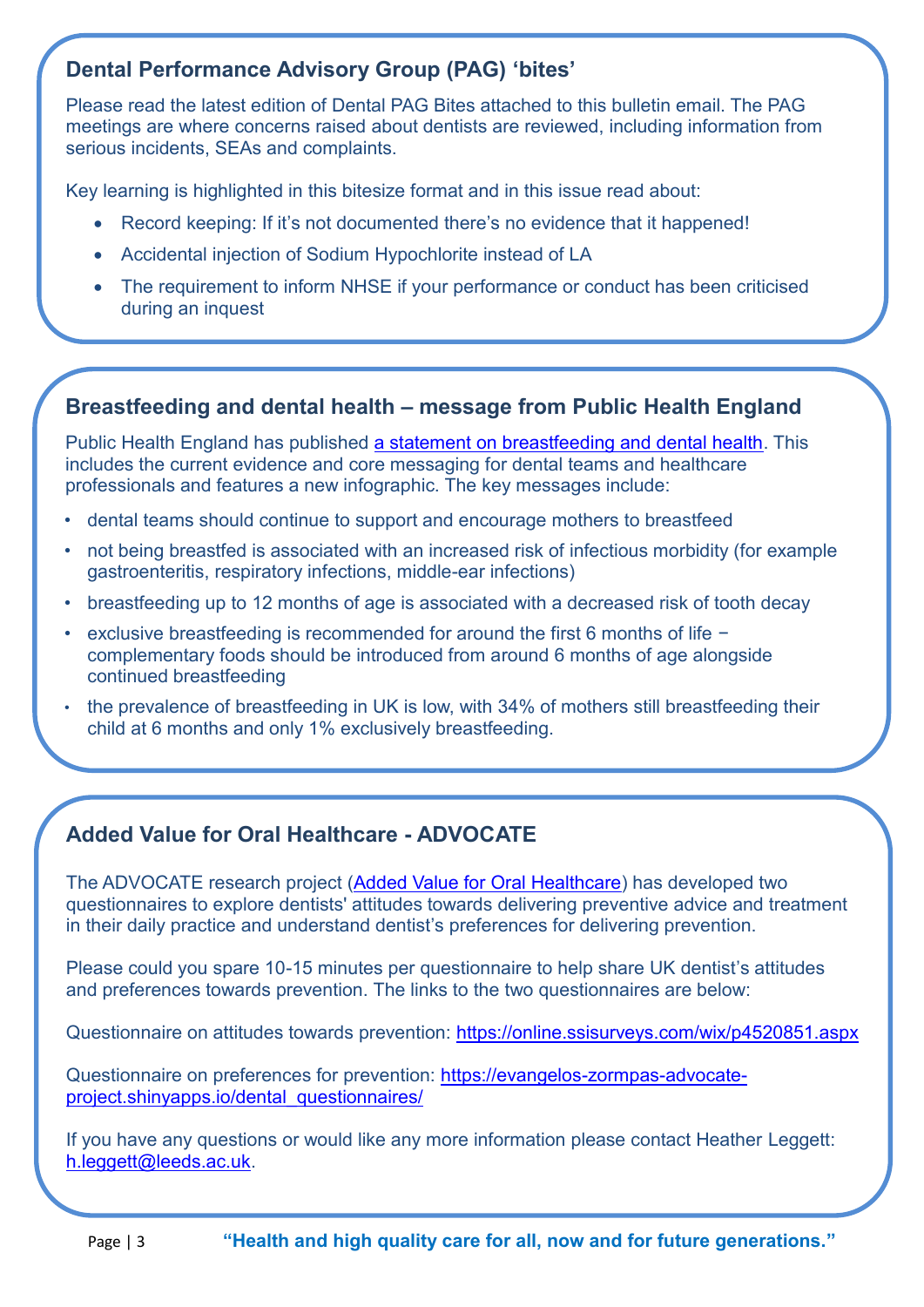## Dental Performance Advisory Group (PAG) 'bites'

Please read the latest edition of Dental PAG Bites attached to this bulletin email. The PAG meetings are where concerns raised about dentists are reviewed, including information from serious incidents, SEAs and complaints.

Key learning is highlighted in this bitesize format and in this issue read about:

- Record keeping: If it's not documented there's no evidence that it happened!
- Accidental injection of Sodium Hypochlorite instead of LA
- The requirement to inform NHSE if your performance or conduct has been criticised during an inquest

## Breastfeeding and dental health – message from Public Health England

Public Health England has published [a statement on breastfeeding and dental health](). This includes the current evidence and core messaging for dental teams and healthcare professionals and features a new infographic. The key messages include:

- dental teams should continue to support and encourage mothers to breastfeed
- not being breastfed is associated with an increased risk of infectious morbidity (for example gastroenteritis, respiratory infections, middle-ear infections)
- breastfeeding up to 12 months of age is associated with a decreased risk of tooth decay
- exclusive breastfeeding is recommended for around the first 6 months of life − complementary foods should be introduced from around 6 months of age alongside continued breastfeeding
- the prevalence of breastfeeding in UK is low, with 34% of mothers still breastfeeding their child at 6 months and only 1% exclusively breastfeeding.

## Added Value for Oral Healthcare - ADVOCATE

The ADVOCATE research project ([Added Value for Oral Healthcare]()) has developed two questionnaires to explore dentists' attitudes towards delivering preventive advice and treatment in their daily practice and understand dentist's preferences for delivering prevention.

Please could you spare 10-15 minutes per questionnaire to help share UK dentist's attitudes and preferences towards prevention. The links to the two questionnaires are below:

Questionnaire on attitudes towards prevention: https://online.ssisurveys.com/wix/p4520851.aspx

Questionnaire on preferences for prevention: https://evangelos-zormpas-advocate-project.shinyapps.io/dental_questionnaires/

If you have any questions or would like any more information please contact Heather Leggett: h.leggett@leeds.ac.uk.

**"Health and high quality care for all, now and for future generations."**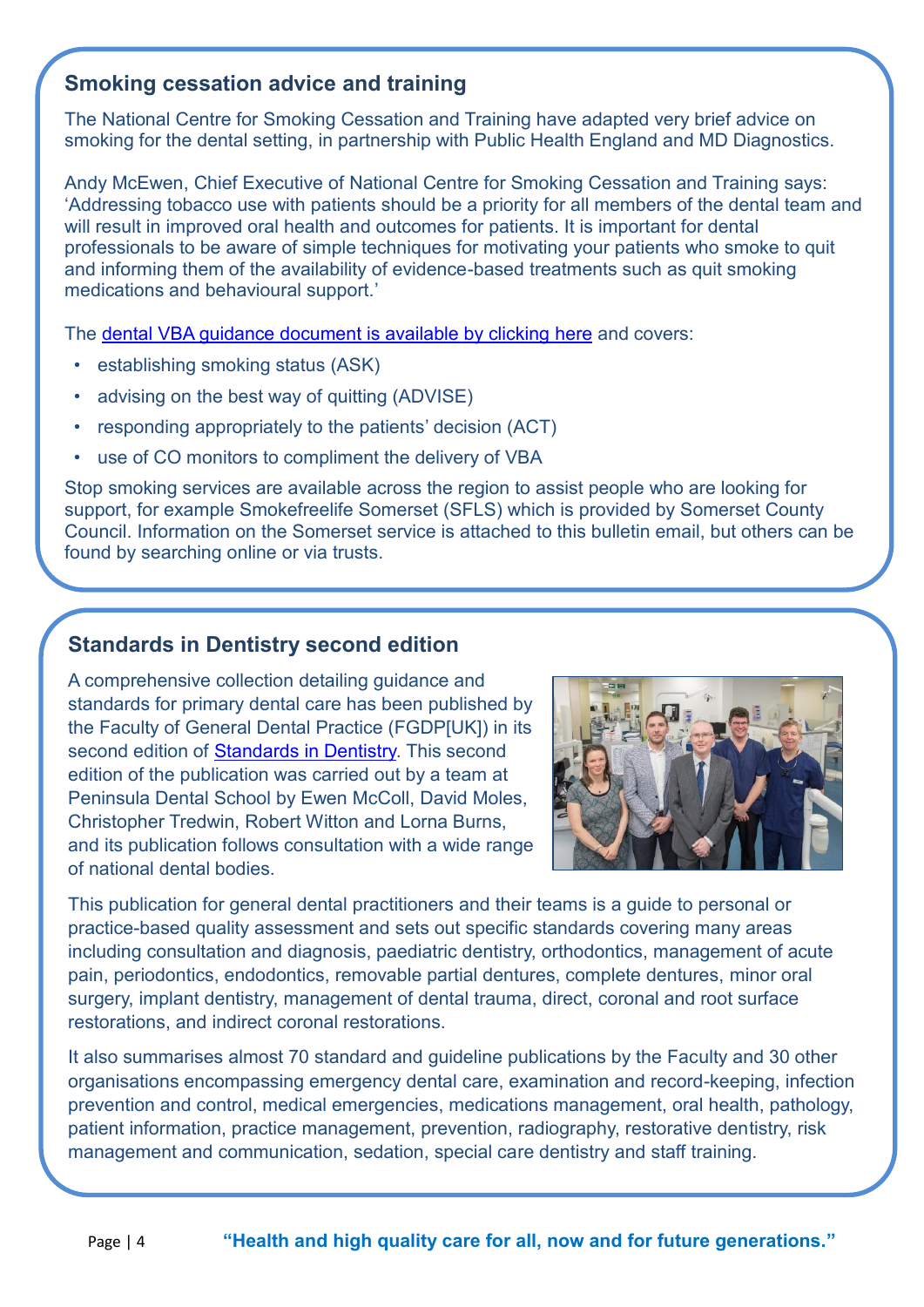## Smoking cessation advice and training

The National Centre for Smoking Cessation and Training have adapted very brief advice on smoking for the dental setting, in partnership with Public Health England and MD Diagnostics.

Andy McEwen, Chief Executive of National Centre for Smoking Cessation and Training says: 'Addressing tobacco use with patients should be a priority for all members of the dental team and will result in improved oral health and outcomes for patients. It is important for dental professionals to be aware of simple techniques for motivating your patients who smoke to quit and informing them of the availability of evidence-based treatments such as quit smoking medications and behavioural support.'

The dental VBA guidance document is available by clicking here and covers:

- establishing smoking status (ASK)
- advising on the best way of quitting (ADVISE)
- responding appropriately to the patients' decision (ACT)
- use of CO monitors to compliment the delivery of VBA

Stop smoking services are available across the region to assist people who are looking for support, for example Smokefreelife Somerset (SFLS) which is provided by Somerset County Council. Information on the Somerset service is attached to this bulletin email, but others can be found by searching online or via trusts.

## Standards in Dentistry second edition

A comprehensive collection detailing guidance and standards for primary dental care has been published by the Faculty of General Dental Practice (FGDP[UK]) in its second edition of Standards in Dentistry. This second edition of the publication was carried out by a team at Peninsula Dental School by Ewen McColl, David Moles, Christopher Tredwin, Robert Witton and Lorna Burns, and its publication follows consultation with a wide range of national dental bodies.

This publication for general dental practitioners and their teams is a guide to personal or practice-based quality assessment and sets out specific standards covering many areas including consultation and diagnosis, paediatric dentistry, orthodontics, management of acute pain, periodontics, endodontics, removable partial dentures, complete dentures, minor oral surgery, implant dentistry, management of dental trauma, direct, coronal and root surface restorations, and indirect coronal restorations.

It also summarises almost 70 standard and guideline publications by the Faculty and 30 other organisations encompassing emergency dental care, examination and record-keeping, infection prevention and control, medical emergencies, medications management, oral health, pathology, patient information, practice management, prevention, radiography, restorative dentistry, risk management and communication, sedation, special care dentistry and staff training.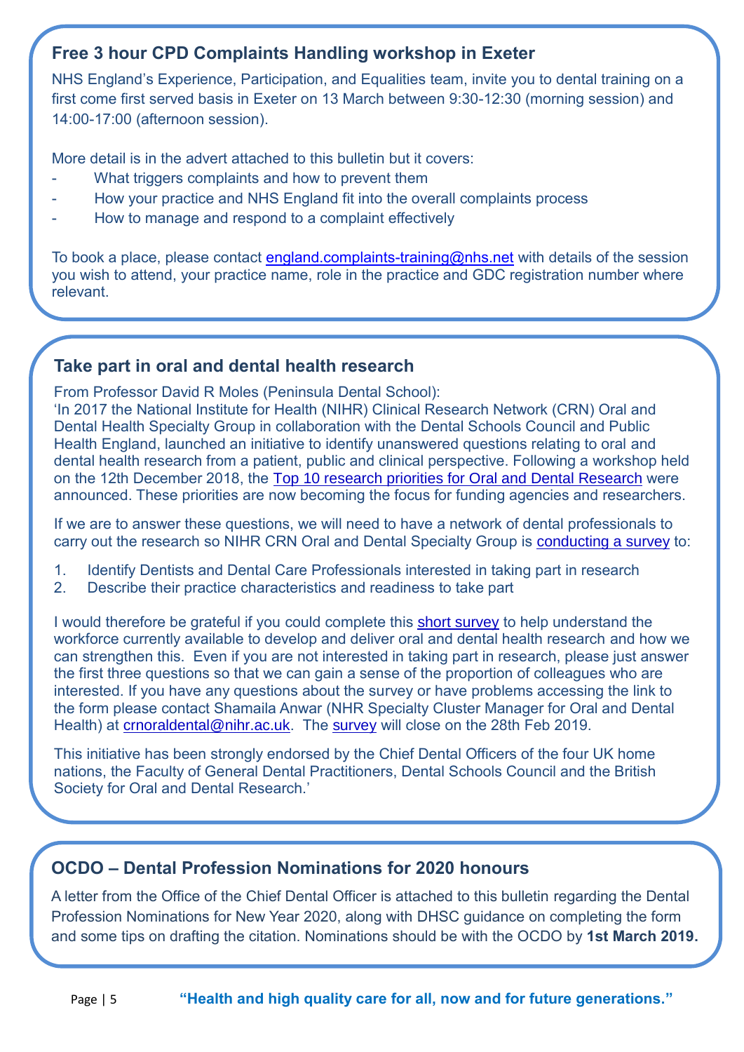## Free 3 hour CPD Complaints Handling workshop in Exeter

NHS England's Experience, Participation, and Equalities team, invite you to dental training on a first come first served basis in Exeter on 13 March between 9:30-12:30 (morning session) and 14:00-17:00 (afternoon session).

More detail is in the advert attached to this bulletin but it covers:

- What triggers complaints and how to prevent them
- How your practice and NHS England fit into the overall complaints process
- How to manage and respond to a complaint effectively

To book a place, please contact england.complaints-training@nhs.net with details of the session you wish to attend, your practice name, role in the practice and GDC registration number where relevant.

## Take part in oral and dental health research

From Professor David R Moles (Peninsula Dental School):
'In 2017 the National Institute for Health (NIHR) Clinical Research Network (CRN) Oral and Dental Health Specialty Group in collaboration with the Dental Schools Council and Public Health England, launched an initiative to identify unanswered questions relating to oral and dental health research from a patient, public and clinical perspective. Following a workshop held on the 12th December 2018, the Top 10 research priorities for Oral and Dental Research were announced. These priorities are now becoming the focus for funding agencies and researchers.

If we are to answer these questions, we will need to have a network of dental professionals to carry out the research so NIHR CRN Oral and Dental Specialty Group is conducting a survey to:

1. Identify Dentists and Dental Care Professionals interested in taking part in research
2. Describe their practice characteristics and readiness to take part

I would therefore be grateful if you could complete this short survey to help understand the workforce currently available to develop and deliver oral and dental health research and how we can strengthen this. Even if you are not interested in taking part in research, please just answer the first three questions so that we can gain a sense of the proportion of colleagues who are interested. If you have any questions about the survey or have problems accessing the link to the form please contact Shamaila Anwar (NHR Specialty Cluster Manager for Oral and Dental Health) at crnoraldental@nihr.ac.uk. The survey will close on the 28th Feb 2019.

This initiative has been strongly endorsed by the Chief Dental Officers of the four UK home nations, the Faculty of General Dental Practitioners, Dental Schools Council and the British Society for Oral and Dental Research.'

## OCDO – Dental Profession Nominations for 2020 honours

A letter from the Office of the Chief Dental Officer is attached to this bulletin regarding the Dental Profession Nominations for New Year 2020, along with DHSC guidance on completing the form and some tips on drafting the citation. Nominations should be with the OCDO by **1st March 2019.**

**"Health and high quality care for all, now and for future generations."**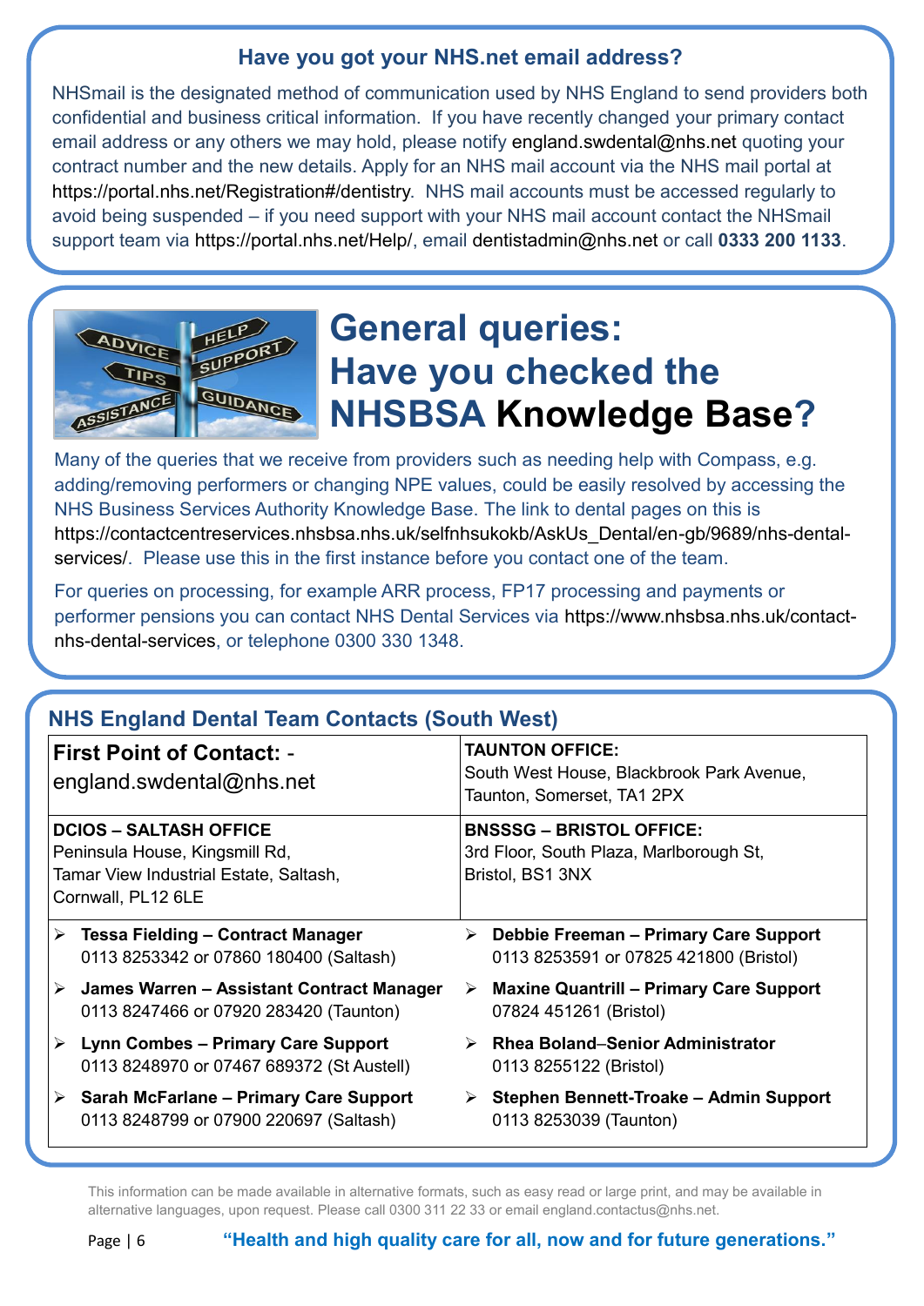## Have you got your NHS.net email address?

NHSmail is the designated method of communication used by NHS England to send providers both confidential and business critical information. If you have recently changed your primary contact email address or any others we may hold, please notify england.swdental@nhs.net quoting your contract number and the new details. Apply for an NHS mail account via the NHS mail portal at https://portal.nhs.net/Registration#/dentistry. NHS mail accounts must be accessed regularly to avoid being suspended – if you need support with your NHS mail account contact the NHSmail support team via https://portal.nhs.net/Help/, email dentistadmin@nhs.net or call **0333 200 1133**.

# General queries: Have you checked the NHSBSA Knowledge Base?

Many of the queries that we receive from providers such as needing help with Compass, e.g. adding/removing performers or changing NPE values, could be easily resolved by accessing the NHS Business Services Authority Knowledge Base. The link to dental pages on this is https://contactcentreservices.nhsbsa.nhs.uk/selfnhsukokb/AskUs_Dental/en-gb/9689/nhs-dental-services/. Please use this in the first instance before you contact one of the team.

For queries on processing, for example ARR process, FP17 processing and payments or performer pensions you can contact NHS Dental Services via https://www.nhsbsa.nhs.uk/contact-nhs-dental-services, or telephone 0300 330 1348.

## NHS England Dental Team Contacts (South West)

| | |
|---|---|
| **First Point of Contact:** - england.swdental@nhs.net | **TAUNTON OFFICE:** South West House, Blackbrook Park Avenue, Taunton, Somerset, TA1 2PX |
| **DCIOS – SALTASH OFFICE** Peninsula House, Kingsmill Rd, Tamar View Industrial Estate, Saltash, Cornwall, PL12 6LE | **BNSSSG – BRISTOL OFFICE:** 3rd Floor, South Plaza, Marlborough St, Bristol, BS1 3NX |

- **Tessa Fielding – Contract Manager**
  0113 8253342 or 07860 180400 (Saltash)
- **James Warren – Assistant Contract Manager**
  0113 8247466 or 07920 283420 (Taunton)
- **Lynn Combes – Primary Care Support**
  0113 8248970 or 07467 689372 (St Austell)
- **Sarah McFarlane – Primary Care Support**
  0113 8248799 or 07900 220697 (Saltash)
- **Debbie Freeman – Primary Care Support**
  0113 8253591 or 07825 421800 (Bristol)
- **Maxine Quantrill – Primary Care Support**
  07824 451261 (Bristol)
- **Rhea Boland–Senior Administrator**
  0113 8255122 (Bristol)
- **Stephen Bennett-Troake – Admin Support**
  0113 8253039 (Taunton)

This information can be made available in alternative formats, such as easy read or large print, and may be available in alternative languages, upon request. Please call 0300 311 22 33 or email england.contactus@nhs.net.

**"Health and high quality care for all, now and for future generations."**